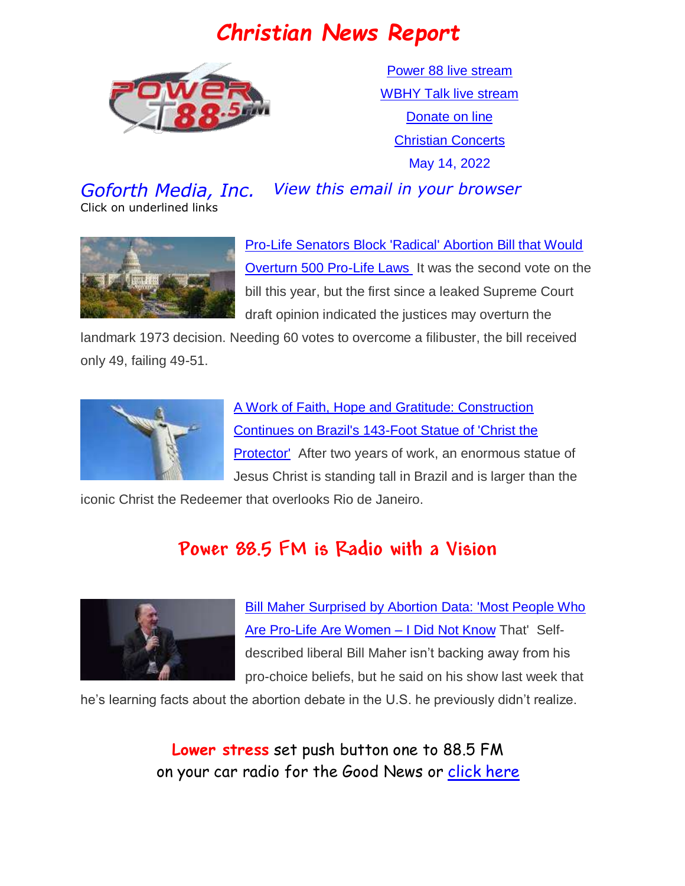# Christian News Report

Power 88 live stream

WBHY Talk live stream

Donate on line

Christian Concerts

May 14, 2022

*Goforth Media, Inc.* *View this email in your browser*

Click on underlined links

Pro-Life Senators Block 'Radical' Abortion Bill that Would Overturn 500 Pro-Life Laws It was the second vote on the bill this year, but the first since a leaked Supreme Court draft opinion indicated the justices may overturn the landmark 1973 decision. Needing 60 votes to overcome a filibuster, the bill received only 49, failing 49-51.

A Work of Faith, Hope and Gratitude: Construction Continues on Brazil's 143-Foot Statue of 'Christ the Protector' After two years of work, an enormous statue of Jesus Christ is standing tall in Brazil and is larger than the iconic Christ the Redeemer that overlooks Rio de Janeiro.

## Power 88.5 FM is Radio with a Vision

Bill Maher Surprised by Abortion Data: 'Most People Who Are Pro-Life Are Women – I Did Not Know That' Self-described liberal Bill Maher isn't backing away from his pro-choice beliefs, but he said on his show last week that he's learning facts about the abortion debate in the U.S. he previously didn't realize.

**Lower stress** set push button one to 88.5 FM on your car radio for the Good News or click here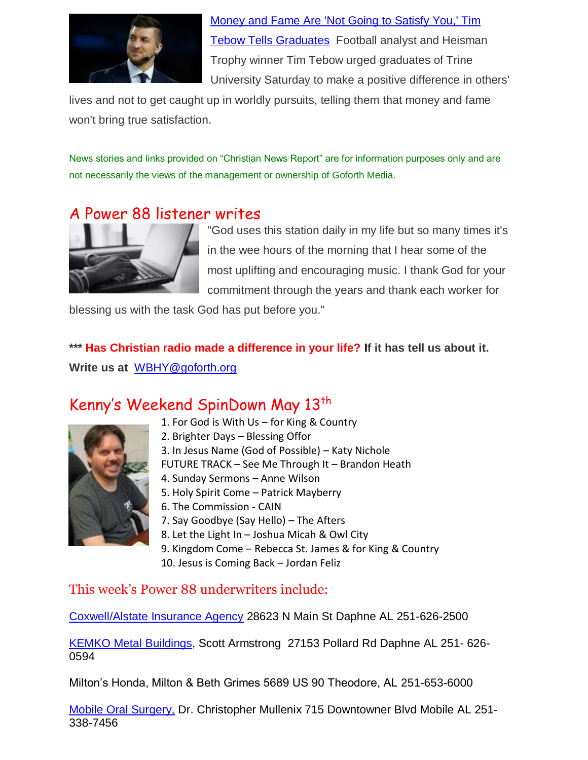[Money and Fame Are 'Not Going to Satisfy You,' Tim Tebow Tells Graduates](#) Football analyst and Heisman Trophy winner Tim Tebow urged graduates of Trine University Saturday to make a positive difference in others' lives and not to get caught up in worldly pursuits, telling them that money and fame won't bring true satisfaction.

News stories and links provided on "Christian News Report" are for information purposes only and are not necessarily the views of the management or ownership of Goforth Media.

## A Power 88 listener writes

"God uses this station daily in my life but so many times it's in the wee hours of the morning that I hear some of the most uplifting and encouraging music. I thank God for your commitment through the years and thank each worker for blessing us with the task God has put before you."

**\*\*\* Has Christian radio made a difference in your life? If it has tell us about it. Write us at** [WBHY@goforth.org](mailto:WBHY@goforth.org)

## Kenny's Weekend SpinDown May 13th

1. For God is With Us – for King & Country
2. Brighter Days – Blessing Offor
3. In Jesus Name (God of Possible) – Katy Nichole

FUTURE TRACK – See Me Through It – Brandon Heath

4. Sunday Sermons – Anne Wilson
5. Holy Spirit Come – Patrick Mayberry
6. The Commission - CAIN
7. Say Goodbye (Say Hello) – The Afters
8. Let the Light In – Joshua Micah & Owl City
9. Kingdom Come – Rebecca St. James & for King & Country
10. Jesus is Coming Back – Jordan Feliz

## This week's Power 88 underwriters include:

[Coxwell/Alstate Insurance Agency](#) 28623 N Main St Daphne AL 251-626-2500

[KEMKO Metal Buildings](#), Scott Armstrong 27153 Pollard Rd Daphne AL 251- 626-0594

Milton's Honda, Milton & Beth Grimes 5689 US 90 Theodore, AL 251-653-6000

[Mobile Oral Surgery,](#) Dr. Christopher Mullenix 715 Downtowner Blvd Mobile AL 251-338-7456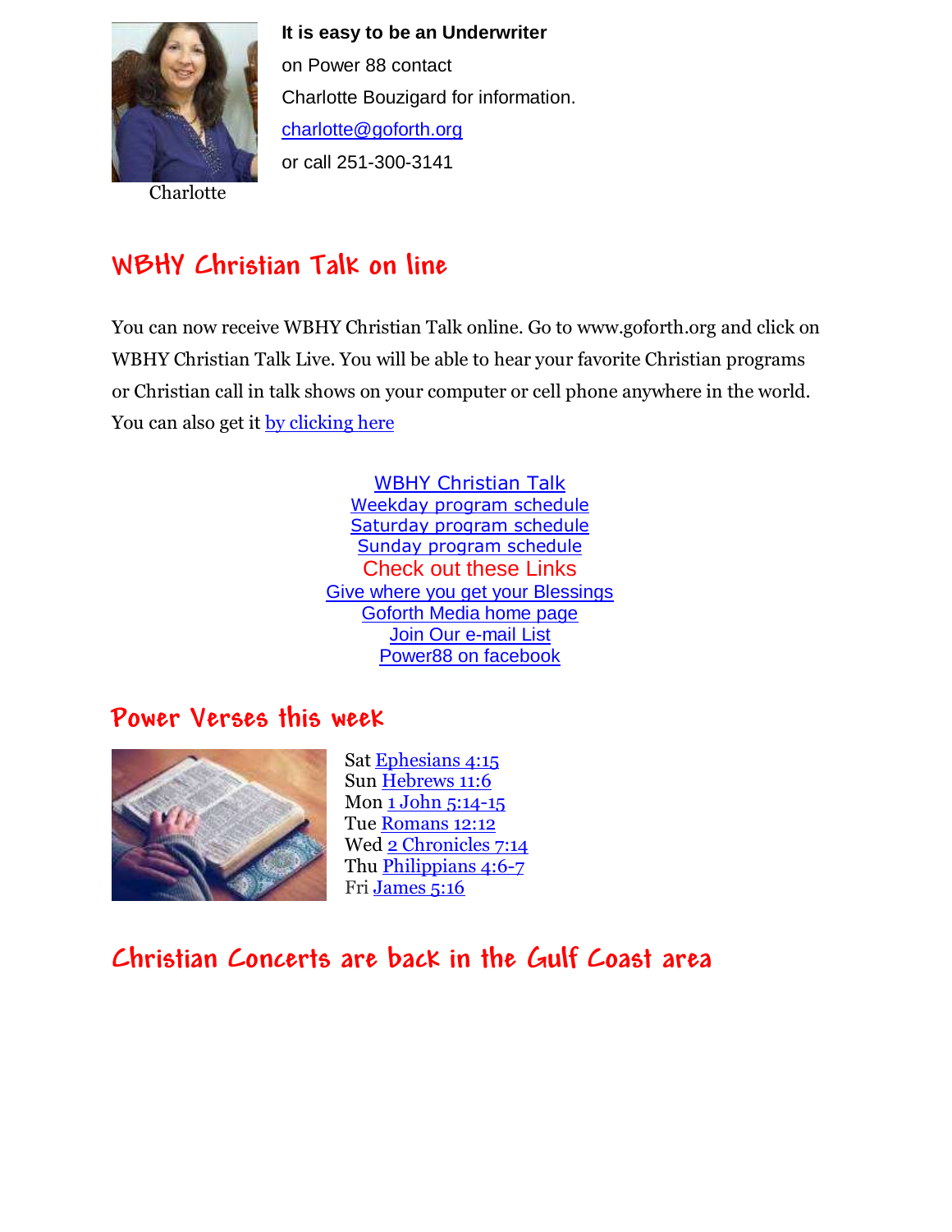**It is easy to be an Underwriter**

on Power 88 contact

Charlotte Bouzigard for information.

charlotte@goforth.org

or call 251-300-3141

Charlotte

## WBHY Christian Talk on line

You can now receive WBHY Christian Talk online. Go to www.goforth.org and click on WBHY Christian Talk Live. You will be able to hear your favorite Christian programs or Christian call in talk shows on your computer or cell phone anywhere in the world. You can also get it by clicking here

WBHY Christian Talk
Weekday program schedule
Saturday program schedule
Sunday program schedule

Check out these Links

Give where you get your Blessings
Goforth Media home page
Join Our e-mail List
Power88 on facebook

## Power Verses this week

Sat Ephesians 4:15
Sun Hebrews 11:6
Mon 1 John 5:14-15
Tue Romans 12:12
Wed 2 Chronicles 7:14
Thu Philippians 4:6-7
Fri James 5:16

## Christian Concerts are back in the Gulf Coast area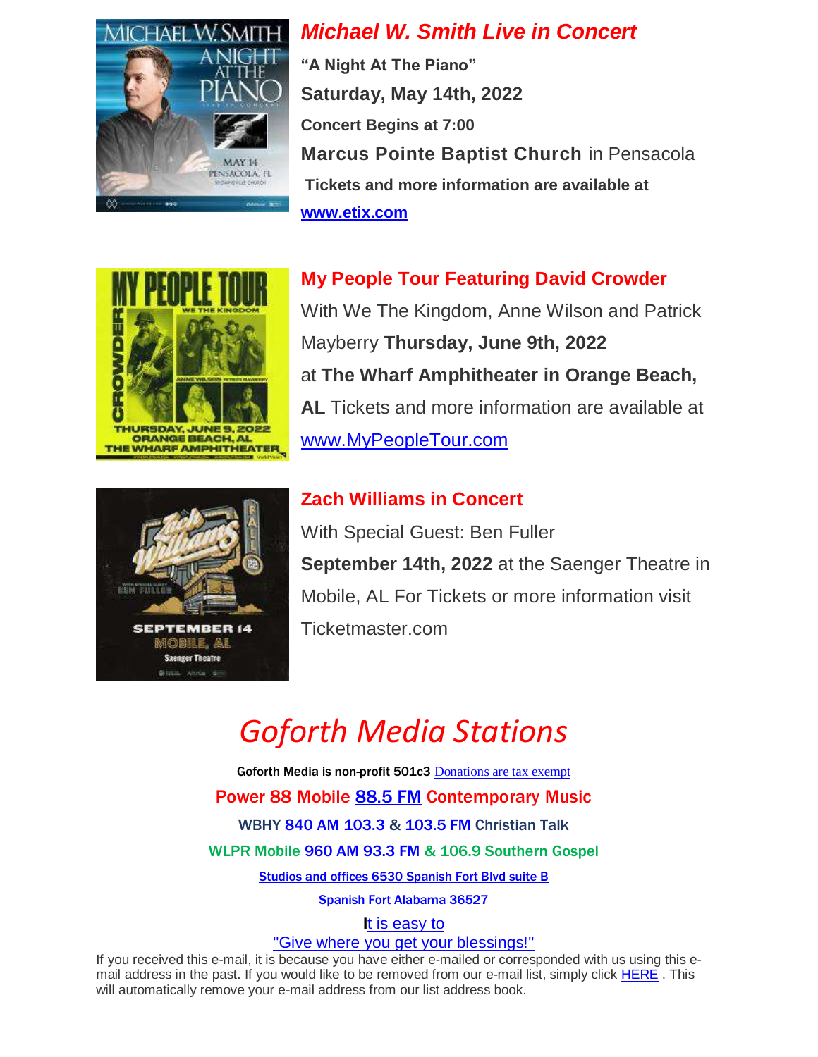## *Michael W. Smith Live in Concert*

**"A Night At The Piano"**

**Saturday, May 14th, 2022**

**Concert Begins at 7:00**

**Marcus Pointe Baptist Church** in Pensacola

**Tickets and more information are available at**

**www.etix.com**

## My People Tour Featuring David Crowder

With We The Kingdom, Anne Wilson and Patrick Mayberry **Thursday, June 9th, 2022** at **The Wharf Amphitheater in Orange Beach, AL** Tickets and more information are available at www.MyPeopleTour.com

## Zach Williams in Concert

With Special Guest: Ben Fuller

**September 14th, 2022** at the Saenger Theatre in Mobile, AL For Tickets or more information visit Ticketmaster.com

# *Goforth Media Stations*

Goforth Media is non-profit 501c3 Donations are tax exempt

**Power 88 Mobile 88.5 FM Contemporary Music**

**WBHY 840 AM 103.3 & 103.5 FM Christian Talk**

**WLPR Mobile 960 AM 93.3 FM & 106.9 Southern Gospel**

**Studios and offices 6530 Spanish Fort Blvd suite B**

**Spanish Fort Alabama 36527**

**I**t is easy to

"Give where you get your blessings!"

If you received this e-mail, it is because you have either e-mailed or corresponded with us using this e-mail address in the past. If you would like to be removed from our e-mail list, simply click HERE . This will automatically remove your e-mail address from our list address book.